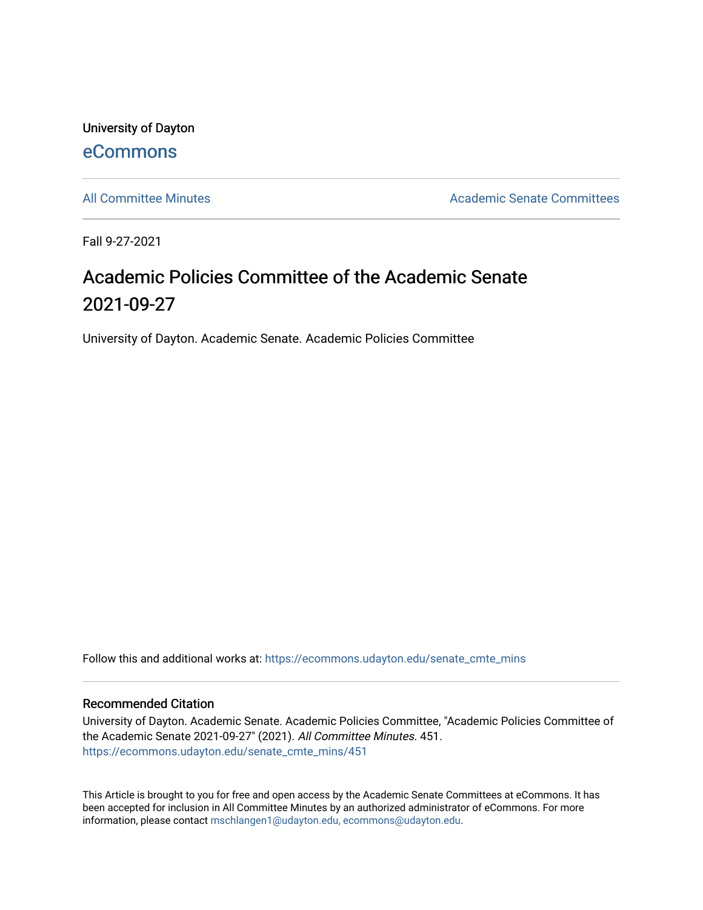University of Dayton

eCommons

All Committee Minutes

Academic Senate Committees

Fall 9-27-2021

# Academic Policies Committee of the Academic Senate 2021-09-27

University of Dayton. Academic Senate. Academic Policies Committee

Follow this and additional works at: https://ecommons.udayton.edu/senate_cmte_mins

## Recommended Citation

University of Dayton. Academic Senate. Academic Policies Committee, "Academic Policies Committee of the Academic Senate 2021-09-27" (2021). *All Committee Minutes*. 451.
https://ecommons.udayton.edu/senate_cmte_mins/451

This Article is brought to you for free and open access by the Academic Senate Committees at eCommons. It has been accepted for inclusion in All Committee Minutes by an authorized administrator of eCommons. For more information, please contact mschlangen1@udayton.edu, ecommons@udayton.edu.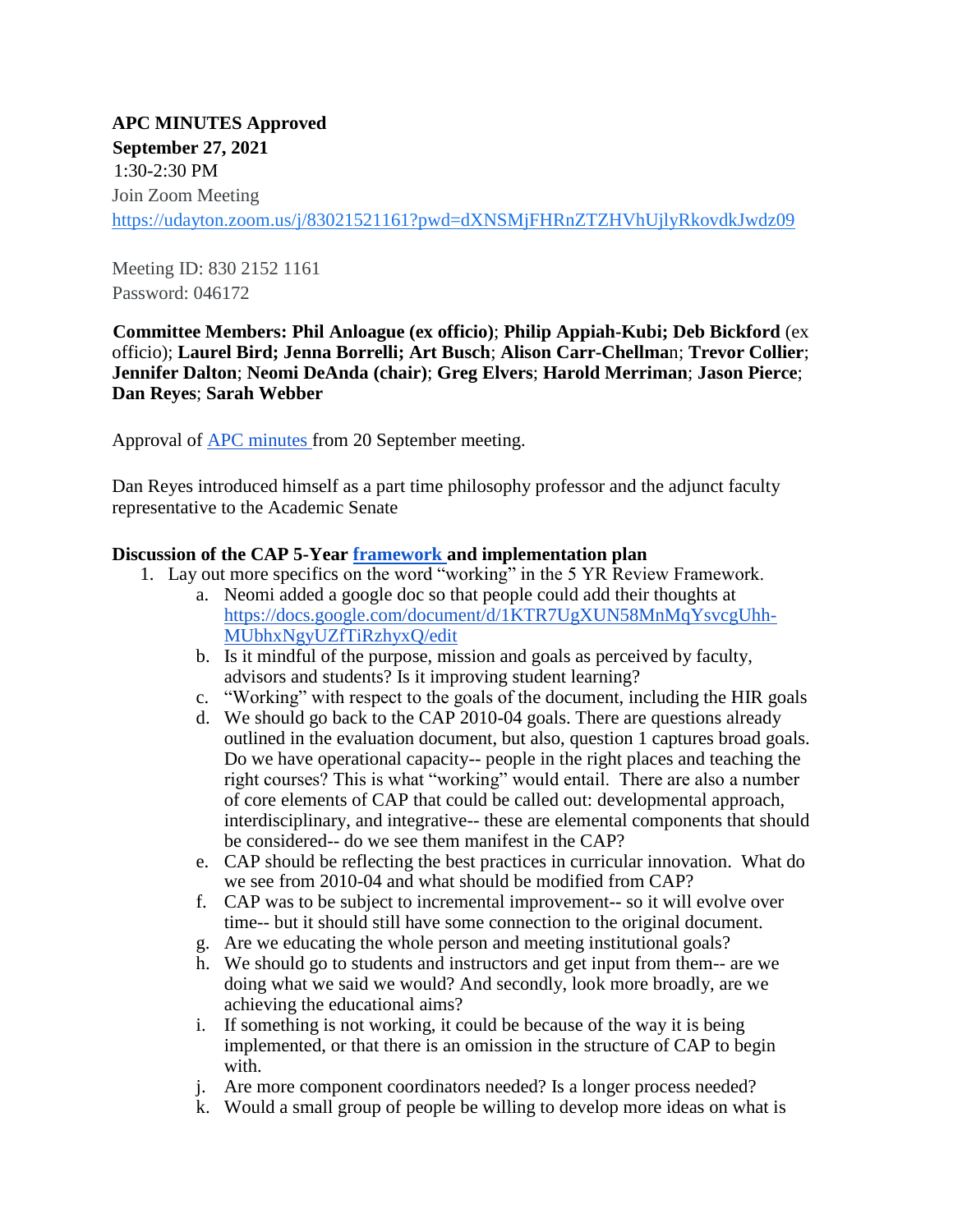**APC MINUTES Approved**
**September 27, 2021**
1:30-2:30 PM
Join Zoom Meeting
[https://udayton.zoom.us/j/83021521161?pwd=dXNSMjFHRnZTZHVhUjlyRkovdkJwdz09](https://udayton.zoom.us/j/83021521161?pwd=dXNSMjFHRnZTZHVhUjlyRkovdkJwdz09)

Meeting ID: 830 2152 1161
Password: 046172

**Committee Members: Phil Anloague (ex officio)**; **Philip Appiah-Kubi; Deb Bickford** (ex officio); **Laurel Bird; Jenna Borrelli; Art Busch**; **Alison Carr-Chellma**n; **Trevor Collier**; **Jennifer Dalton**; **Neomi DeAnda (chair)**; **Greg Elvers**; **Harold Merriman**; **Jason Pierce**; **Dan Reyes**; **Sarah Webber**

Approval of [APC minutes](#) from 20 September meeting.

Dan Reyes introduced himself as a part time philosophy professor and the adjunct faculty representative to the Academic Senate

**Discussion of the CAP 5-Year [framework](#) and implementation plan**

1. Lay out more specifics on the word "working" in the 5 YR Review Framework.
   a. Neomi added a google doc so that people could add their thoughts at [https://docs.google.com/document/d/1KTR7UgXUN58MnMqYsvcgUhh-MUbhxNgyUZfTiRzhyxQ/edit](https://docs.google.com/document/d/1KTR7UgXUN58MnMqYsvcgUhh-MUbhxNgyUZfTiRzhyxQ/edit)
   b. Is it mindful of the purpose, mission and goals as perceived by faculty, advisors and students? Is it improving student learning?
   c. "Working" with respect to the goals of the document, including the HIR goals
   d. We should go back to the CAP 2010-04 goals. There are questions already outlined in the evaluation document, but also, question 1 captures broad goals. Do we have operational capacity-- people in the right places and teaching the right courses? This is what "working" would entail. There are also a number of core elements of CAP that could be called out: developmental approach, interdisciplinary, and integrative-- these are elemental components that should be considered-- do we see them manifest in the CAP?
   e. CAP should be reflecting the best practices in curricular innovation. What do we see from 2010-04 and what should be modified from CAP?
   f. CAP was to be subject to incremental improvement-- so it will evolve over time-- but it should still have some connection to the original document.
   g. Are we educating the whole person and meeting institutional goals?
   h. We should go to students and instructors and get input from them-- are we doing what we said we would? And secondly, look more broadly, are we achieving the educational aims?
   i. If something is not working, it could be because of the way it is being implemented, or that there is an omission in the structure of CAP to begin with.
   j. Are more component coordinators needed? Is a longer process needed?
   k. Would a small group of people be willing to develop more ideas on what is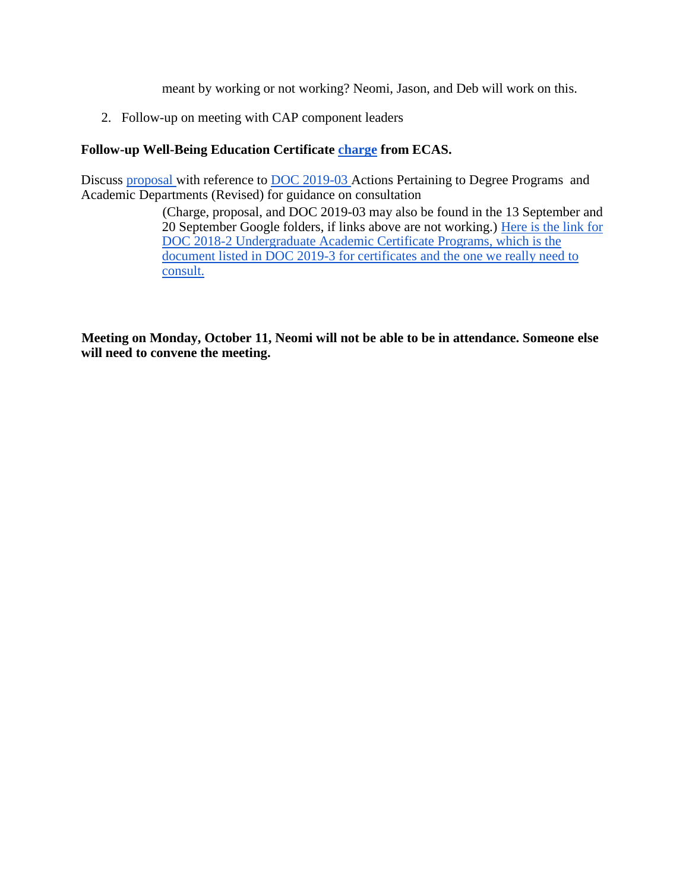meant by working or not working? Neomi, Jason, and Deb will work on this.

2. Follow-up on meeting with CAP component leaders

**Follow-up Well-Being Education Certificate charge from ECAS.**

Discuss proposal with reference to DOC 2019-03 Actions Pertaining to Degree Programs and Academic Departments (Revised) for guidance on consultation

(Charge, proposal, and DOC 2019-03 may also be found in the 13 September and 20 September Google folders, if links above are not working.) Here is the link for DOC 2018-2 Undergraduate Academic Certificate Programs, which is the document listed in DOC 2019-3 for certificates and the one we really need to consult.

**Meeting on Monday, October 11, Neomi will not be able to be in attendance. Someone else will need to convene the meeting.**